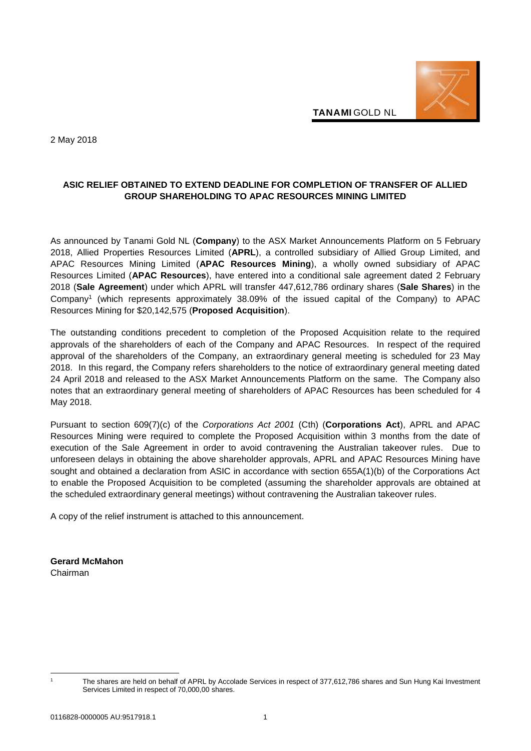**TANAMI** GOLD NL

2 May 2018

**ASIC RELIEF OBTAINED TO EXTEND DEADLINE FOR COMPLETION OF TRANSFER OF ALLIED GROUP SHAREHOLDING TO APAC RESOURCES MINING LIMITED**

As announced by Tanami Gold NL (**Company**) to the ASX Market Announcements Platform on 5 February 2018, Allied Properties Resources Limited (**APRL**), a controlled subsidiary of Allied Group Limited, and APAC Resources Mining Limited (**APAC Resources Mining**), a wholly owned subsidiary of APAC Resources Limited (**APAC Resources**), have entered into a conditional sale agreement dated 2 February 2018 (**Sale Agreement**) under which APRL will transfer 447,612,786 ordinary shares (**Sale Shares**) in the Company[1] (which represents approximately 38.09% of the issued capital of the Company) to APAC Resources Mining for $20,142,575 (**Proposed Acquisition**).

The outstanding conditions precedent to completion of the Proposed Acquisition relate to the required approvals of the shareholders of each of the Company and APAC Resources. In respect of the required approval of the shareholders of the Company, an extraordinary general meeting is scheduled for 23 May 2018. In this regard, the Company refers shareholders to the notice of extraordinary general meeting dated 24 April 2018 and released to the ASX Market Announcements Platform on the same. The Company also notes that an extraordinary general meeting of shareholders of APAC Resources has been scheduled for 4 May 2018.

Pursuant to section 609(7)(c) of the *Corporations Act 2001* (Cth) (**Corporations Act**), APRL and APAC Resources Mining were required to complete the Proposed Acquisition within 3 months from the date of execution of the Sale Agreement in order to avoid contravening the Australian takeover rules. Due to unforeseen delays in obtaining the above shareholder approvals, APRL and APAC Resources Mining have sought and obtained a declaration from ASIC in accordance with section 655A(1)(b) of the Corporations Act to enable the Proposed Acquisition to be completed (assuming the shareholder approvals are obtained at the scheduled extraordinary general meetings) without contravening the Australian takeover rules.

A copy of the relief instrument is attached to this announcement.

**Gerard McMahon**
Chairman

---

[1] The shares are held on behalf of APRL by Accolade Services in respect of 377,612,786 shares and Sun Hung Kai Investment Services Limited in respect of 70,000,00 shares.

0116828-0000005 AU:9517918.1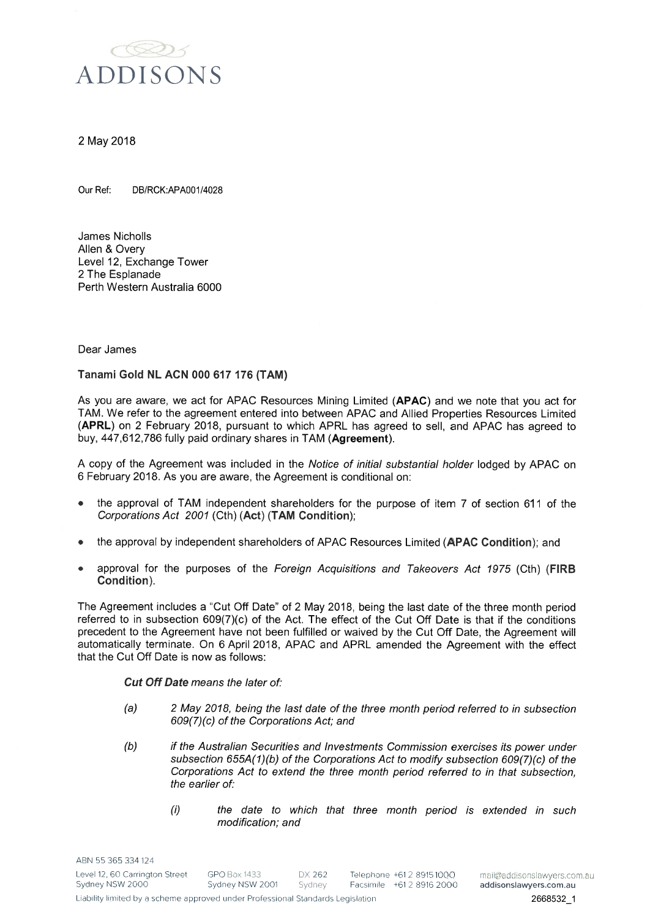# ADDISONS

2 May 2018

Our Ref: DB/RCK:APA001/4028

James Nicholls
Allen & Overy
Level 12, Exchange Tower
2 The Esplanade
Perth Western Australia 6000

Dear James

**Tanami Gold NL ACN 000 617 176 (TAM)**

As you are aware, we act for APAC Resources Mining Limited (**APAC**) and we note that you act for TAM. We refer to the agreement entered into between APAC and Allied Properties Resources Limited (**APRL**) on 2 February 2018, pursuant to which APRL has agreed to sell, and APAC has agreed to buy, 447,612,786 fully paid ordinary shares in TAM (**Agreement**).

A copy of the Agreement was included in the *Notice of initial substantial holder* lodged by APAC on 6 February 2018. As you are aware, the Agreement is conditional on:

- the approval of TAM independent shareholders for the purpose of item 7 of section 611 of the *Corporations Act 2001* (Cth) (**Act**) (**TAM Condition**);
- the approval by independent shareholders of APAC Resources Limited (**APAC Condition**); and
- approval for the purposes of the *Foreign Acquisitions and Takeovers Act 1975* (Cth) (**FIRB Condition**).

The Agreement includes a "Cut Off Date" of 2 May 2018, being the last date of the three month period referred to in subsection 609(7)(c) of the Act. The effect of the Cut Off Date is that if the conditions precedent to the Agreement have not been fulfilled or waived by the Cut Off Date, the Agreement will automatically terminate. On 6 April 2018, APAC and APRL amended the Agreement with the effect that the Cut Off Date is now as follows:

> ***Cut Off Date*** *means the later of:*
>
> *(a) 2 May 2018, being the last date of the three month period referred to in subsection 609(7)(c) of the Corporations Act; and*
>
> *(b) if the Australian Securities and Investments Commission exercises its power under subsection 655A(1)(b) of the Corporations Act to modify subsection 609(7)(c) of the Corporations Act to extend the three month period referred to in that subsection, the earlier of:*
>
> *(i) the date to which that three month period is extended in such modification; and*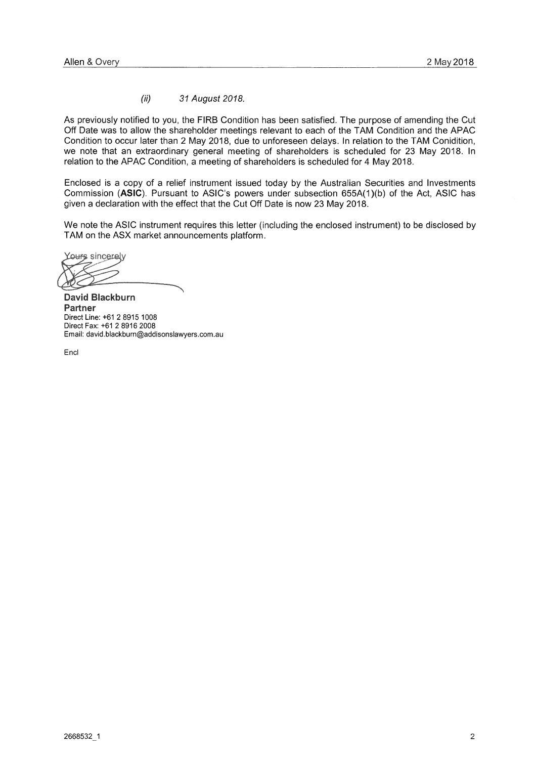*(ii) 31 August 2018.*

As previously notified to you, the FIRB Condition has been satisfied. The purpose of amending the Cut Off Date was to allow the shareholder meetings relevant to each of the TAM Condition and the APAC Condition to occur later than 2 May 2018, due to unforeseen delays. In relation to the TAM Conidition, we note that an extraordinary general meeting of shareholders is scheduled for 23 May 2018. In relation to the APAC Condition, a meeting of shareholders is scheduled for 4 May 2018.

Enclosed is a copy of a relief instrument issued today by the Australian Securities and Investments Commission (**ASIC**). Pursuant to ASIC's powers under subsection 655A(1)(b) of the Act, ASIC has given a declaration with the effect that the Cut Off Date is now 23 May 2018.

We note the ASIC instrument requires this letter (including the enclosed instrument) to be disclosed by TAM on the ASX market announcements platform.

Yours sincerely

**David Blackburn**
**Partner**
Direct Line: +61 2 8915 1008
Direct Fax: +61 2 8916 2008
Email: david.blackburn@addisonslawyers.com.au

Encl

2668532_1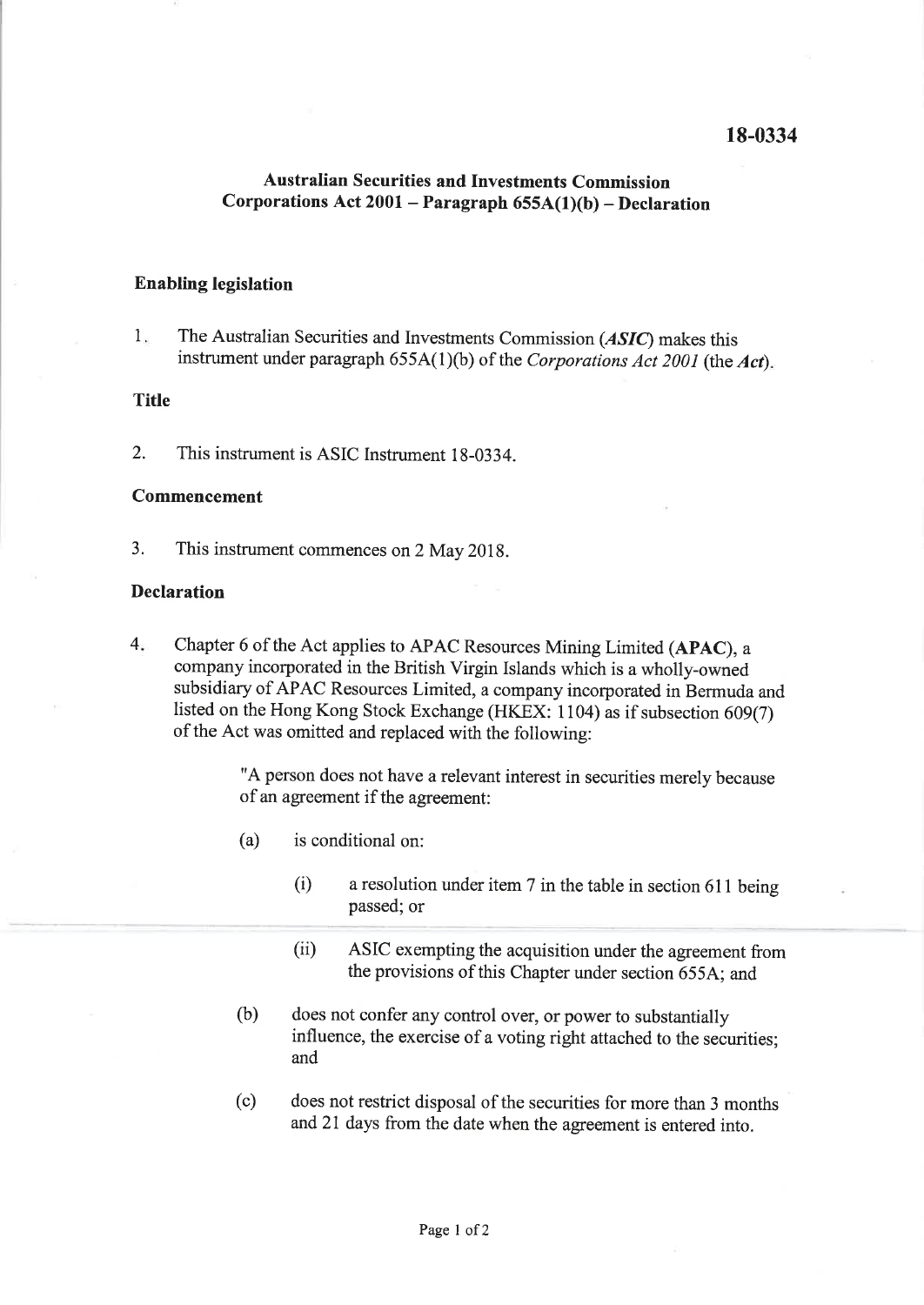**18-0334**

**Australian Securities and Investments Commission**
**Corporations Act 2001 – Paragraph 655A(1)(b) – Declaration**

**Enabling legislation**

1. The Australian Securities and Investments Commission (***ASIC***) makes this instrument under paragraph 655A(1)(b) of the *Corporations Act 2001* (the ***Act***).

**Title**

2. This instrument is ASIC Instrument 18-0334.

**Commencement**

3. This instrument commences on 2 May 2018.

**Declaration**

4. Chapter 6 of the Act applies to APAC Resources Mining Limited (**APAC**), a company incorporated in the British Virgin Islands which is a wholly-owned subsidiary of APAC Resources Limited, a company incorporated in Bermuda and listed on the Hong Kong Stock Exchange (HKEX: 1104) as if subsection 609(7) of the Act was omitted and replaced with the following:

   "A person does not have a relevant interest in securities merely because of an agreement if the agreement:

   (a) is conditional on:

      (i) a resolution under item 7 in the table in section 611 being passed; or

      (ii) ASIC exempting the acquisition under the agreement from the provisions of this Chapter under section 655A; and

   (b) does not confer any control over, or power to substantially influence, the exercise of a voting right attached to the securities; and

   (c) does not restrict disposal of the securities for more than 3 months and 21 days from the date when the agreement is entered into.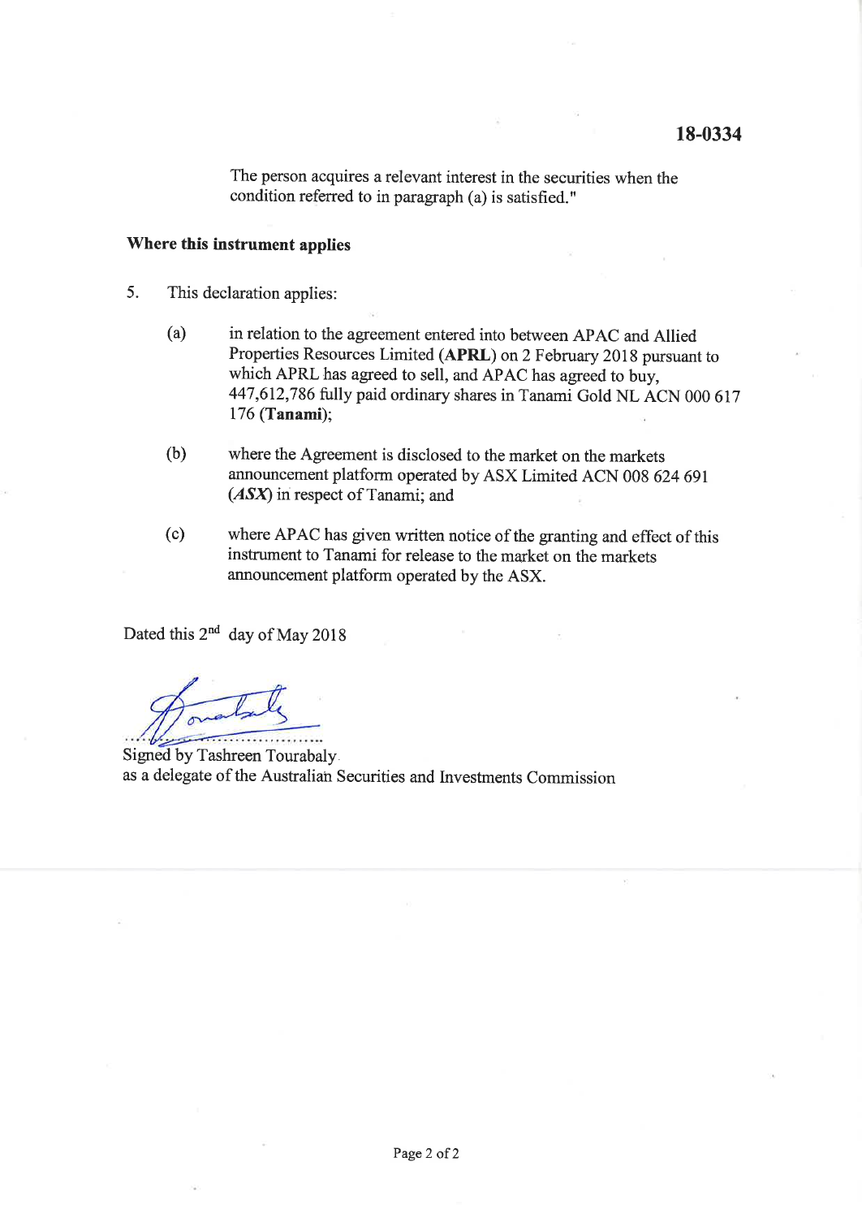18-0334

The person acquires a relevant interest in the securities when the condition referred to in paragraph (a) is satisfied."

## Where this instrument applies

5. This declaration applies:

   (a) in relation to the agreement entered into between APAC and Allied Properties Resources Limited (**APRL**) on 2 February 2018 pursuant to which APRL has agreed to sell, and APAC has agreed to buy, 447,612,786 fully paid ordinary shares in Tanami Gold NL ACN 000 617 176 (**Tanami**);

   (b) where the Agreement is disclosed to the market on the markets announcement platform operated by ASX Limited ACN 008 624 691 (***ASX***) in respect of Tanami; and

   (c) where APAC has given written notice of the granting and effect of this instrument to Tanami for release to the market on the markets announcement platform operated by the ASX.

Dated this 2nd day of May 2018

Signed by Tashreen Tourabaly
as a delegate of the Australian Securities and Investments Commission